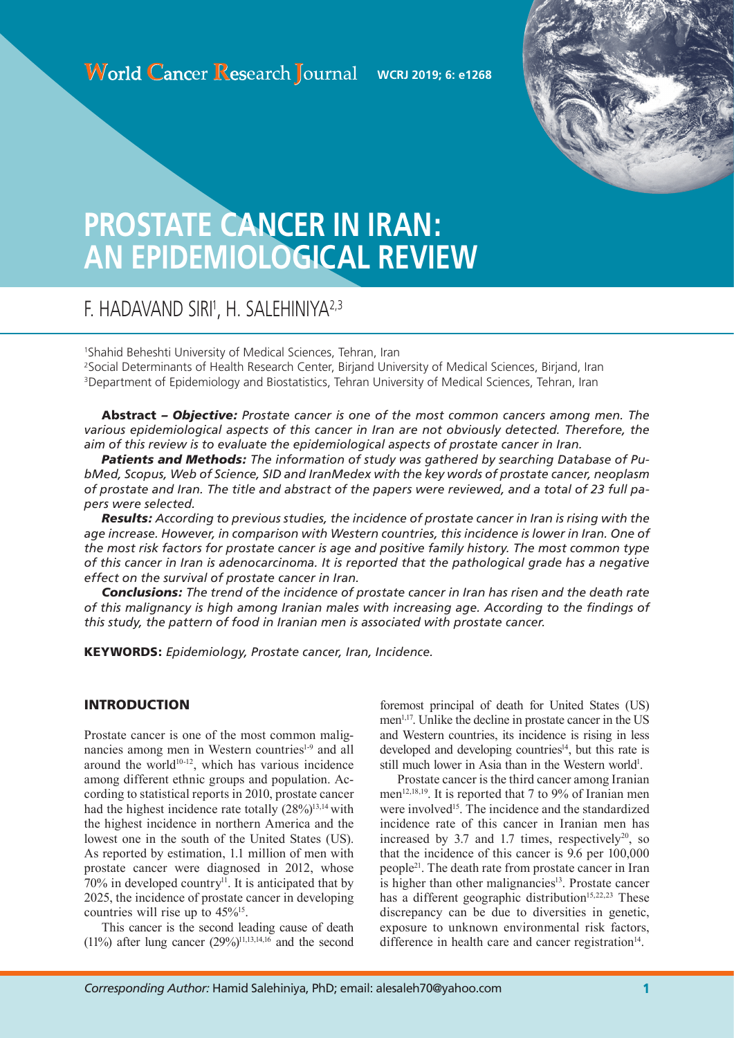# PROSTATE CANCER IN IRAN: AN EPIDEMIOLOGICAL REVIEW

## F. HADAVAND SIRI[1], H. SALEHINIYA[2,3]

[1]Shahid Beheshti University of Medical Sciences, Tehran, Iran
[2]Social Determinants of Health Research Center, Birjand University of Medical Sciences, Birjand, Iran
[3]Department of Epidemiology and Biostatistics, Tehran University of Medical Sciences, Tehran, Iran

**Abstract** – ***Objective:*** *Prostate cancer is one of the most common cancers among men. The various epidemiological aspects of this cancer in Iran are not obviously detected. Therefore, the aim of this review is to evaluate the epidemiological aspects of prostate cancer in Iran.*

***Patients and Methods:*** *The information of study was gathered by searching Database of PubMed, Scopus, Web of Science, SID and IranMedex with the key words of prostate cancer, neoplasm of prostate and Iran. The title and abstract of the papers were reviewed, and a total of 23 full papers were selected.*

***Results:*** *According to previous studies, the incidence of prostate cancer in Iran is rising with the age increase. However, in comparison with Western countries, this incidence is lower in Iran. One of the most risk factors for prostate cancer is age and positive family history. The most common type of this cancer in Iran is adenocarcinoma. It is reported that the pathological grade has a negative effect on the survival of prostate cancer in Iran.*

***Conclusions:*** *The trend of the incidence of prostate cancer in Iran has risen and the death rate of this malignancy is high among Iranian males with increasing age. According to the findings of this study, the pattern of food in Iranian men is associated with prostate cancer.*

**KEYWORDS:** *Epidemiology, Prostate cancer, Iran, Incidence.*

## INTRODUCTION

Prostate cancer is one of the most common malignancies among men in Western countries[1-9] and all around the world[10-12], which has various incidence among different ethnic groups and population. According to statistical reports in 2010, prostate cancer had the highest incidence rate totally (28%)[13,14] with the highest incidence in northern America and the lowest one in the south of the United States (US). As reported by estimation, 1.1 million of men with prostate cancer were diagnosed in 2012, whose 70% in developed country[11]. It is anticipated that by 2025, the incidence of prostate cancer in developing countries will rise up to 45%[15].

This cancer is the second leading cause of death (11%) after lung cancer (29%)[11,13,14,16] and the second foremost principal of death for United States (US) men[1,17]. Unlike the decline in prostate cancer in the US and Western countries, its incidence is rising in less developed and developing countries[14], but this rate is still much lower in Asia than in the Western world[1].

Prostate cancer is the third cancer among Iranian men[12,18,19]. It is reported that 7 to 9% of Iranian men were involved[15]. The incidence and the standardized incidence rate of this cancer in Iranian men has increased by 3.7 and 1.7 times, respectively[20], so that the incidence of this cancer is 9.6 per 100,000 people[21]. The death rate from prostate cancer in Iran is higher than other malignancies[13]. Prostate cancer has a different geographic distribution[15,22,23] These discrepancy can be due to diversities in genetic, exposure to unknown environmental risk factors, difference in health care and cancer registration[14].

*Corresponding Author:* Hamid Salehiniya, PhD; email: alesaleh70@yahoo.com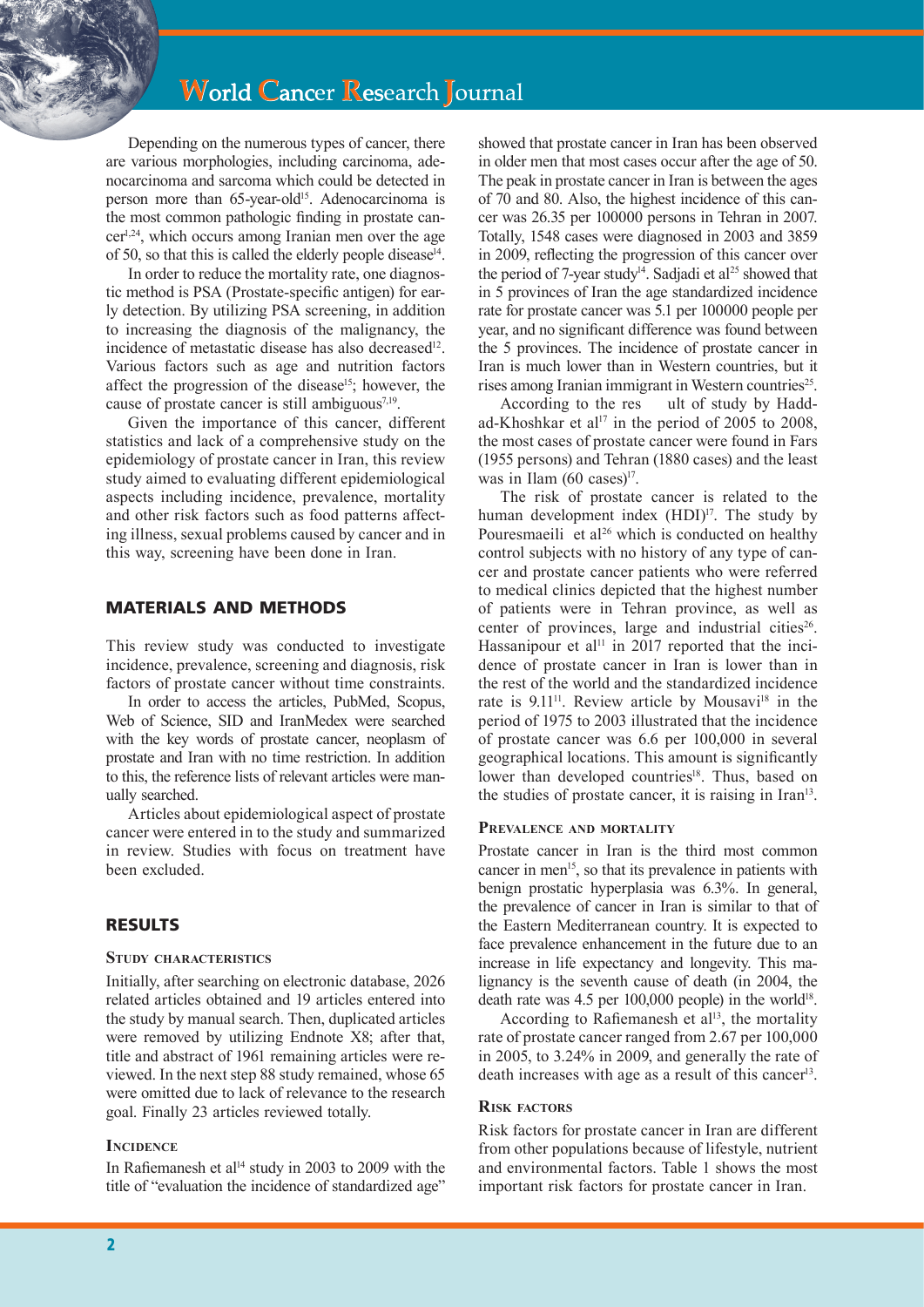Depending on the numerous types of cancer, there are various morphologies, including carcinoma, adenocarcinoma and sarcoma which could be detected in person more than 65-year-old[15]. Adenocarcinoma is the most common pathologic finding in prostate cancer[1,24], which occurs among Iranian men over the age of 50, so that this is called the elderly people disease[14].

In order to reduce the mortality rate, one diagnostic method is PSA (Prostate-specific antigen) for early detection. By utilizing PSA screening, in addition to increasing the diagnosis of the malignancy, the incidence of metastatic disease has also decreased[12]. Various factors such as age and nutrition factors affect the progression of the disease[15]; however, the cause of prostate cancer is still ambiguous[7,19].

Given the importance of this cancer, different statistics and lack of a comprehensive study on the epidemiology of prostate cancer in Iran, this review study aimed to evaluating different epidemiological aspects including incidence, prevalence, mortality and other risk factors such as food patterns affecting illness, sexual problems caused by cancer and in this way, screening have been done in Iran.

## MATERIALS AND METHODS

This review study was conducted to investigate incidence, prevalence, screening and diagnosis, risk factors of prostate cancer without time constraints.

In order to access the articles, PubMed, Scopus, Web of Science, SID and IranMedex were searched with the key words of prostate cancer, neoplasm of prostate and Iran with no time restriction. In addition to this, the reference lists of relevant articles were manually searched.

Articles about epidemiological aspect of prostate cancer were entered in to the study and summarized in review. Studies with focus on treatment have been excluded.

## RESULTS

### Study characteristics

Initially, after searching on electronic database, 2026 related articles obtained and 19 articles entered into the study by manual search. Then, duplicated articles were removed by utilizing Endnote X8; after that, title and abstract of 1961 remaining articles were reviewed. In the next step 88 study remained, whose 65 were omitted due to lack of relevance to the research goal. Finally 23 articles reviewed totally.

### Incidence

In Rafiemanesh et al[14] study in 2003 to 2009 with the title of "evaluation the incidence of standardized age" showed that prostate cancer in Iran has been observed in older men that most cases occur after the age of 50. The peak in prostate cancer in Iran is between the ages of 70 and 80. Also, the highest incidence of this cancer was 26.35 per 100000 persons in Tehran in 2007. Totally, 1548 cases were diagnosed in 2003 and 3859 in 2009, reflecting the progression of this cancer over the period of 7-year study[14]. Sadjadi et al[25] showed that in 5 provinces of Iran the age standardized incidence rate for prostate cancer was 5.1 per 100000 people per year, and no significant difference was found between the 5 provinces. The incidence of prostate cancer in Iran is much lower than in Western countries, but it rises among Iranian immigrant in Western countries[25].

According to the res ult of study by Haddad-Khoshkar et al[17] in the period of 2005 to 2008, the most cases of prostate cancer were found in Fars (1955 persons) and Tehran (1880 cases) and the least was in Ilam (60 cases)[17].

The risk of prostate cancer is related to the human development index (HDI)[17]. The study by Pouresmaeili et al[26] which is conducted on healthy control subjects with no history of any type of cancer and prostate cancer patients who were referred to medical clinics depicted that the highest number of patients were in Tehran province, as well as center of provinces, large and industrial cities[26]. Hassanipour et al[11] in 2017 reported that the incidence of prostate cancer in Iran is lower than in the rest of the world and the standardized incidence rate is 9.11[11]. Review article by Mousavi[18] in the period of 1975 to 2003 illustrated that the incidence of prostate cancer was 6.6 per 100,000 in several geographical locations. This amount is significantly lower than developed countries[18]. Thus, based on the studies of prostate cancer, it is raising in Iran[13].

### Prevalence and mortality

Prostate cancer in Iran is the third most common cancer in men[15], so that its prevalence in patients with benign prostatic hyperplasia was 6.3%. In general, the prevalence of cancer in Iran is similar to that of the Eastern Mediterranean country. It is expected to face prevalence enhancement in the future due to an increase in life expectancy and longevity. This malignancy is the seventh cause of death (in 2004, the death rate was 4.5 per 100,000 people) in the world[18].

According to Rafiemanesh et al[13], the mortality rate of prostate cancer ranged from 2.67 per 100,000 in 2005, to 3.24% in 2009, and generally the rate of death increases with age as a result of this cancer[13].

### Risk factors

Risk factors for prostate cancer in Iran are different from other populations because of lifestyle, nutrient and environmental factors. Table 1 shows the most important risk factors for prostate cancer in Iran.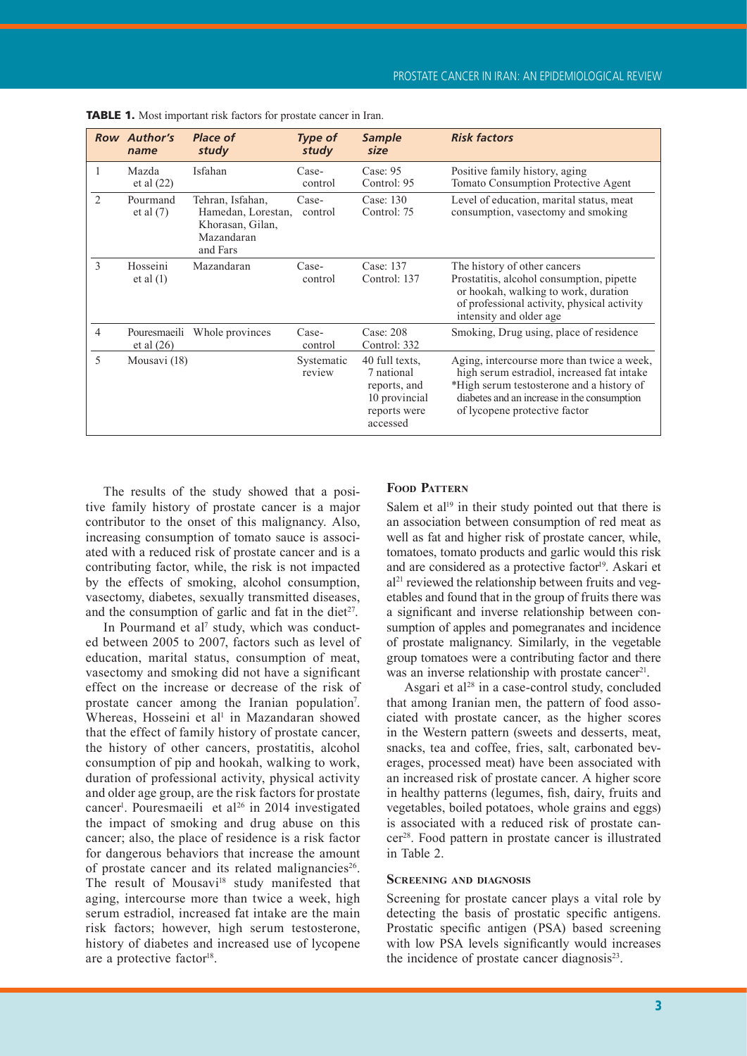**TABLE 1.** Most important risk factors for prostate cancer in Iran.

| Row | Author's name | Place of study | Type of study | Sample size | Risk factors |
|---|---|---|---|---|---|
| 1 | Mazda et al (22) | Isfahan | Case-control | Case: 95 Control: 95 | Positive family history, aging Tomato Consumption Protective Agent |
| 2 | Pourmand et al (7) | Tehran, Isfahan, Hamedan, Lorestan, Khorasan, Gilan, Mazandaran and Fars | Case-control | Case: 130 Control: 75 | Level of education, marital status, meat consumption, vasectomy and smoking |
| 3 | Hosseini et al (1) | Mazandaran | Case-control | Case: 137 Control: 137 | The history of other cancers Prostatitis, alcohol consumption, pipette or hookah, walking to work, duration of professional activity, physical activity intensity and older age |
| 4 | Pouresmaeili et al (26) | Whole provinces | Case-control | Case: 208 Control: 332 | Smoking, Drug using, place of residence |
| 5 | Mousavi (18) | | Systematic review | 40 full texts, 7 national reports, and 10 provincial reports were accessed | Aging, intercourse more than twice a week, high serum estradiol, increased fat intake *High serum testosterone and a history of diabetes and an increase in the consumption of lycopene protective factor |

The results of the study showed that a positive family history of prostate cancer is a major contributor to the onset of this malignancy. Also, increasing consumption of tomato sauce is associated with a reduced risk of prostate cancer and is a contributing factor, while, the risk is not impacted by the effects of smoking, alcohol consumption, vasectomy, diabetes, sexually transmitted diseases, and the consumption of garlic and fat in the diet[27].

In Pourmand et al[7] study, which was conducted between 2005 to 2007, factors such as level of education, marital status, consumption of meat, vasectomy and smoking did not have a significant effect on the increase or decrease of the risk of prostate cancer among the Iranian population[7]. Whereas, Hosseini et al[1] in Mazandaran showed that the effect of family history of prostate cancer, the history of other cancers, prostatitis, alcohol consumption of pip and hookah, walking to work, duration of professional activity, physical activity and older age group, are the risk factors for prostate cancer[1]. Pouresmaeili et al[26] in 2014 investigated the impact of smoking and drug abuse on this cancer; also, the place of residence is a risk factor for dangerous behaviors that increase the amount of prostate cancer and its related malignancies[26]. The result of Mousavi[18] study manifested that aging, intercourse more than twice a week, high serum estradiol, increased fat intake are the main risk factors; however, high serum testosterone, history of diabetes and increased use of lycopene are a protective factor[18].

## Food Pattern

Salem et al[19] in their study pointed out that there is an association between consumption of red meat as well as fat and higher risk of prostate cancer, while, tomatoes, tomato products and garlic would this risk and are considered as a protective factor[19]. Askari et al[21] reviewed the relationship between fruits and vegetables and found that in the group of fruits there was a significant and inverse relationship between consumption of apples and pomegranates and incidence of prostate malignancy. Similarly, in the vegetable group tomatoes were a contributing factor and there was an inverse relationship with prostate cancer[21].

Asgari et al[28] in a case-control study, concluded that among Iranian men, the pattern of food associated with prostate cancer, as the higher scores in the Western pattern (sweets and desserts, meat, snacks, tea and coffee, fries, salt, carbonated beverages, processed meat) have been associated with an increased risk of prostate cancer. A higher score in healthy patterns (legumes, fish, dairy, fruits and vegetables, boiled potatoes, whole grains and eggs) is associated with a reduced risk of prostate cancer[28]. Food pattern in prostate cancer is illustrated in Table 2.

## Screening and diagnosis

Screening for prostate cancer plays a vital role by detecting the basis of prostatic specific antigens. Prostatic specific antigen (PSA) based screening with low PSA levels significantly would increases the incidence of prostate cancer diagnosis[23].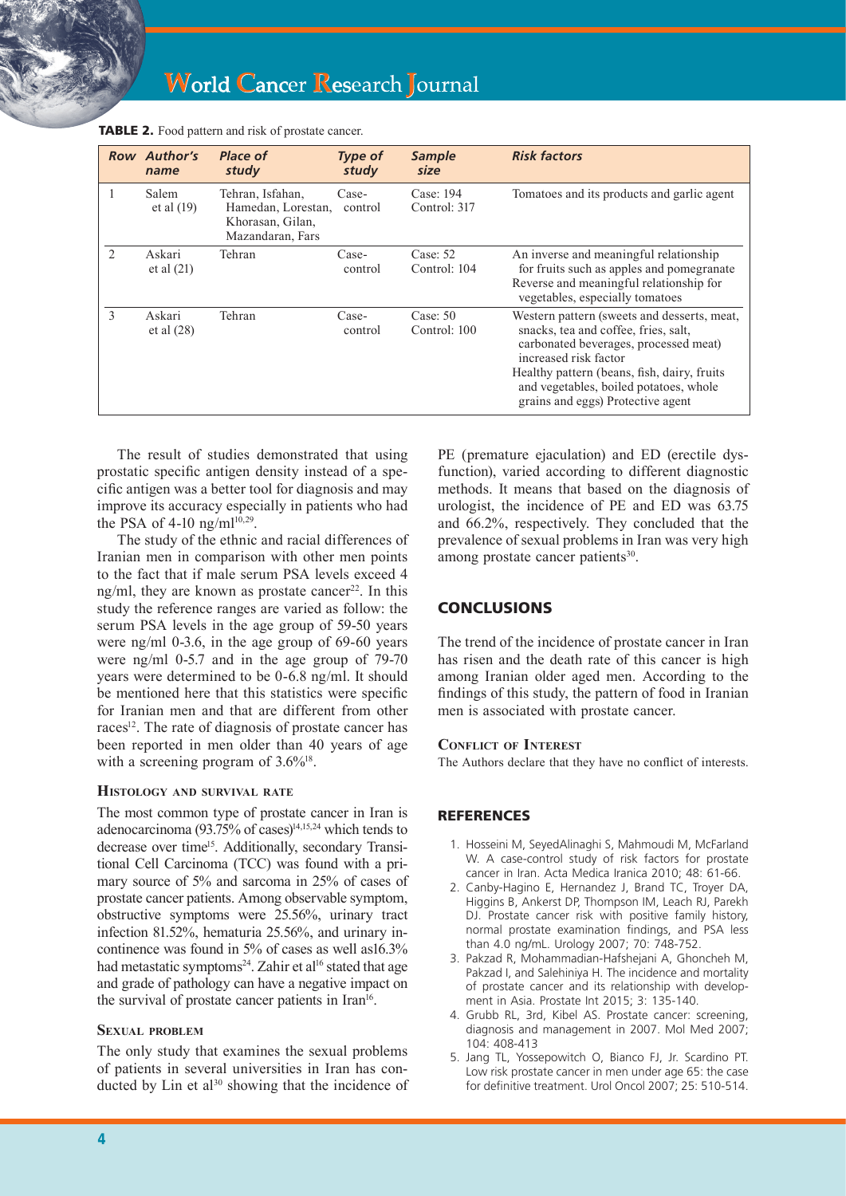**TABLE 2.** Food pattern and risk of prostate cancer.

| Row | Author's name | Place of study | Type of study | Sample size | Risk factors |
|---|---|---|---|---|---|
| 1 | Salem et al (19) | Tehran, Isfahan, Hamedan, Lorestan, Khorasan, Gilan, Mazandaran, Fars | Case-control | Case: 194 Control: 317 | Tomatoes and its products and garlic agent |
| 2 | Askari et al (21) | Tehran | Case-control | Case: 52 Control: 104 | An inverse and meaningful relationship for fruits such as apples and pomegranate Reverse and meaningful relationship for vegetables, especially tomatoes |
| 3 | Askari et al (28) | Tehran | Case-control | Case: 50 Control: 100 | Western pattern (sweets and desserts, meat, snacks, tea and coffee, fries, salt, carbonated beverages, processed meat) increased risk factor Healthy pattern (beans, fish, dairy, fruits and vegetables, boiled potatoes, whole grains and eggs) Protective agent |

The result of studies demonstrated that using prostatic specific antigen density instead of a specific antigen was a better tool for diagnosis and may improve its accuracy especially in patients who had the PSA of 4-10 ng/ml[10,29].

The study of the ethnic and racial differences of Iranian men in comparison with other men points to the fact that if male serum PSA levels exceed 4 ng/ml, they are known as prostate cancer[22]. In this study the reference ranges are varied as follow: the serum PSA levels in the age group of 59-50 years were ng/ml 0-3.6, in the age group of 69-60 years were ng/ml 0-5.7 and in the age group of 79-70 years were determined to be 0-6.8 ng/ml. It should be mentioned here that this statistics were specific for Iranian men and that are different from other races[12]. The rate of diagnosis of prostate cancer has been reported in men older than 40 years of age with a screening program of 3.6%[18].

### Histology and survival rate

The most common type of prostate cancer in Iran is adenocarcinoma (93.75% of cases)[14,15,24] which tends to decrease over time[15]. Additionally, secondary Transitional Cell Carcinoma (TCC) was found with a primary source of 5% and sarcoma in 25% of cases of prostate cancer patients. Among observable symptom, obstructive symptoms were 25.56%, urinary tract infection 81.52%, hematuria 25.56%, and urinary incontinence was found in 5% of cases as well as16.3% had metastatic symptoms[24]. Zahir et al[16] stated that age and grade of pathology can have a negative impact on the survival of prostate cancer patients in Iran[16].

### Sexual problem

The only study that examines the sexual problems of patients in several universities in Iran has conducted by Lin et al[30] showing that the incidence of PE (premature ejaculation) and ED (erectile dysfunction), varied according to different diagnostic methods. It means that based on the diagnosis of urologist, the incidence of PE and ED was 63.75 and 66.2%, respectively. They concluded that the prevalence of sexual problems in Iran was very high among prostate cancer patients[30].

## CONCLUSIONS

The trend of the incidence of prostate cancer in Iran has risen and the death rate of this cancer is high among Iranian older aged men. According to the findings of this study, the pattern of food in Iranian men is associated with prostate cancer.

### Conflict of Interest

The Authors declare that they have no conflict of interests.

## REFERENCES

1. Hosseini M, SeyedAlinaghi S, Mahmoudi M, McFarland W. A case-control study of risk factors for prostate cancer in Iran. Acta Medica Iranica 2010; 48: 61-66.
2. Canby-Hagino E, Hernandez J, Brand TC, Troyer DA, Higgins B, Ankerst DP, Thompson IM, Leach RJ, Parekh DJ. Prostate cancer risk with positive family history, normal prostate examination findings, and PSA less than 4.0 ng/mL. Urology 2007; 70: 748-752.
3. Pakzad R, Mohammadian-Hafshejani A, Ghoncheh M, Pakzad I, and Salehiniya H. The incidence and mortality of prostate cancer and its relationship with development in Asia. Prostate Int 2015; 3: 135-140.
4. Grubb RL, 3rd, Kibel AS. Prostate cancer: screening, diagnosis and management in 2007. Mol Med 2007; 104: 408-413
5. Jang TL, Yossepowitch O, Bianco FJ, Jr. Scardino PT. Low risk prostate cancer in men under age 65: the case for definitive treatment. Urol Oncol 2007; 25: 510-514.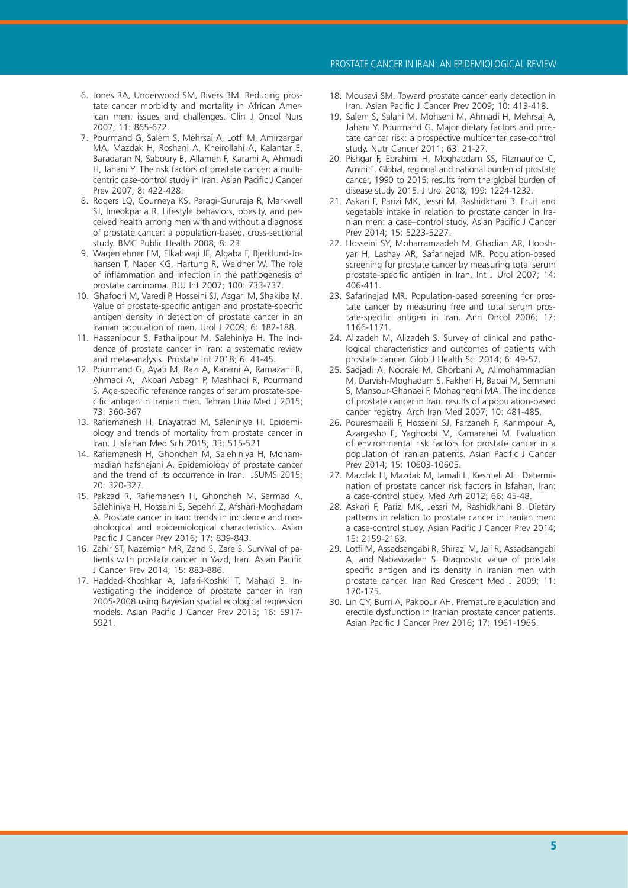6. Jones RA, Underwood SM, Rivers BM. Reducing prostate cancer morbidity and mortality in African American men: issues and challenges. Clin J Oncol Nurs 2007; 11: 865-672.
7. Pourmand G, Salem S, Mehrsai A, Lotfi M, Amirzargar MA, Mazdak H, Roshani A, Kheirollahi A, Kalantar E, Baradaran N, Saboury B, Allameh F, Karami A, Ahmadi H, Jahani Y. The risk factors of prostate cancer: a multicentric case-control study in Iran. Asian Pacific J Cancer Prev 2007; 8: 422-428.
8. Rogers LQ, Courneya KS, Paragi-Gururaja R, Markwell SJ, Imeokparia R. Lifestyle behaviors, obesity, and perceived health among men with and without a diagnosis of prostate cancer: a population-based, cross-sectional study. BMC Public Health 2008; 8: 23.
9. Wagenlehner FM, Elkahwaji JE, Algaba F, Bjerklund-Johansen T, Naber KG, Hartung R, Weidner W. The role of inflammation and infection in the pathogenesis of prostate carcinoma. BJU Int 2007; 100: 733-737.
10. Ghafoori M, Varedi P, Hosseini SJ, Asgari M, Shakiba M. Value of prostate-specific antigen and prostate-specific antigen density in detection of prostate cancer in an Iranian population of men. Urol J 2009; 6: 182-188.
11. Hassanipour S, Fathalipour M, Salehiniya H. The incidence of prostate cancer in Iran: a systematic review and meta-analysis. Prostate Int 2018; 6: 41-45.
12. Pourmand G, Ayati M, Razi A, Karami A, Ramazani R, Ahmadi A, Akbari Asbagh P, Mashhadi R, Pourmand S. Age-specific reference ranges of serum prostate-specific antigen in Iranian men. Tehran Univ Med J 2015; 73: 360-367
13. Rafiemanesh H, Enayatrad M, Salehiniya H. Epidemiology and trends of mortality from prostate cancer in Iran. J Isfahan Med Sch 2015; 33: 515-521
14. Rafiemanesh H, Ghoncheh M, Salehiniya H, Mohammadian hafshejani A. Epidemiology of prostate cancer and the trend of its occurrence in Iran. JSUMS 2015; 20: 320-327.
15. Pakzad R, Rafiemanesh H, Ghoncheh M, Sarmad A, Salehiniya H, Hosseini S, Sepehri Z, Afshari-Moghadam A. Prostate cancer in Iran: trends in incidence and morphological and epidemiological characteristics. Asian Pacific J Cancer Prev 2016; 17: 839-843.
16. Zahir ST, Nazemian MR, Zand S, Zare S. Survival of patients with prostate cancer in Yazd, Iran. Asian Pacific J Cancer Prev 2014; 15: 883-886.
17. Haddad-Khoshkar A, Jafari-Koshki T, Mahaki B. Investigating the incidence of prostate cancer in Iran 2005-2008 using Bayesian spatial ecological regression models. Asian Pacific J Cancer Prev 2015; 16: 5917-5921.
18. Mousavi SM. Toward prostate cancer early detection in Iran. Asian Pacific J Cancer Prev 2009; 10: 413-418.
19. Salem S, Salahi M, Mohseni M, Ahmadi H, Mehrsai A, Jahani Y, Pourmand G. Major dietary factors and prostate cancer risk: a prospective multicenter case-control study. Nutr Cancer 2011; 63: 21-27.
20. Pishgar F, Ebrahimi H, Moghaddam SS, Fitzmaurice C, Amini E. Global, regional and national burden of prostate cancer, 1990 to 2015: results from the global burden of disease study 2015. J Urol 2018; 199: 1224-1232.
21. Askari F, Parizi MK, Jessri M, Rashidkhani B. Fruit and vegetable intake in relation to prostate cancer in Iranian men: a case–control study. Asian Pacific J Cancer Prev 2014; 15: 5223-5227.
22. Hosseini SY, Moharramzadeh M, Ghadian AR, Hooshyar H, Lashay AR, Safarinejad MR. Population-based screening for prostate cancer by measuring total serum prostate-specific antigen in Iran. Int J Urol 2007; 14: 406-411.
23. Safarinejad MR. Population-based screening for prostate cancer by measuring free and total serum prostate-specific antigen in Iran. Ann Oncol 2006; 17: 1166-1171.
24. Alizadeh M, Alizadeh S. Survey of clinical and pathological characteristics and outcomes of patients with prostate cancer. Glob J Health Sci 2014; 6: 49-57.
25. Sadjadi A, Nooraie M, Ghorbani A, Alimohammadian M, Darvish-Moghadam S, Fakheri H, Babai M, Semnani S, Mansour-Ghanaei F, Mohagheghi MA. The incidence of prostate cancer in Iran: results of a population-based cancer registry. Arch Iran Med 2007; 10: 481-485.
26. Pouresmaeili F, Hosseini SJ, Farzaneh F, Karimpour A, Azargashb E, Yaghoobi M, Kamarehei M. Evaluation of environmental risk factors for prostate cancer in a population of Iranian patients. Asian Pacific J Cancer Prev 2014; 15: 10603-10605.
27. Mazdak H, Mazdak M, Jamali L, Keshteli AH. Determination of prostate cancer risk factors in Isfahan, Iran: a case-control study. Med Arh 2012; 66: 45-48.
28. Askari F, Parizi MK, Jessri M, Rashidkhani B. Dietary patterns in relation to prostate cancer in Iranian men: a case-control study. Asian Pacific J Cancer Prev 2014; 15: 2159-2163.
29. Lotfi M, Assadsangabi R, Shirazi M, Jali R, Assadsangabi A, and Nabavizadeh S. Diagnostic value of prostate specific antigen and its density in Iranian men with prostate cancer. Iran Red Crescent Med J 2009; 11: 170-175.
30. Lin CY, Burri A, Pakpour AH. Premature ejaculation and erectile dysfunction in Iranian prostate cancer patients. Asian Pacific J Cancer Prev 2016; 17: 1961-1966.